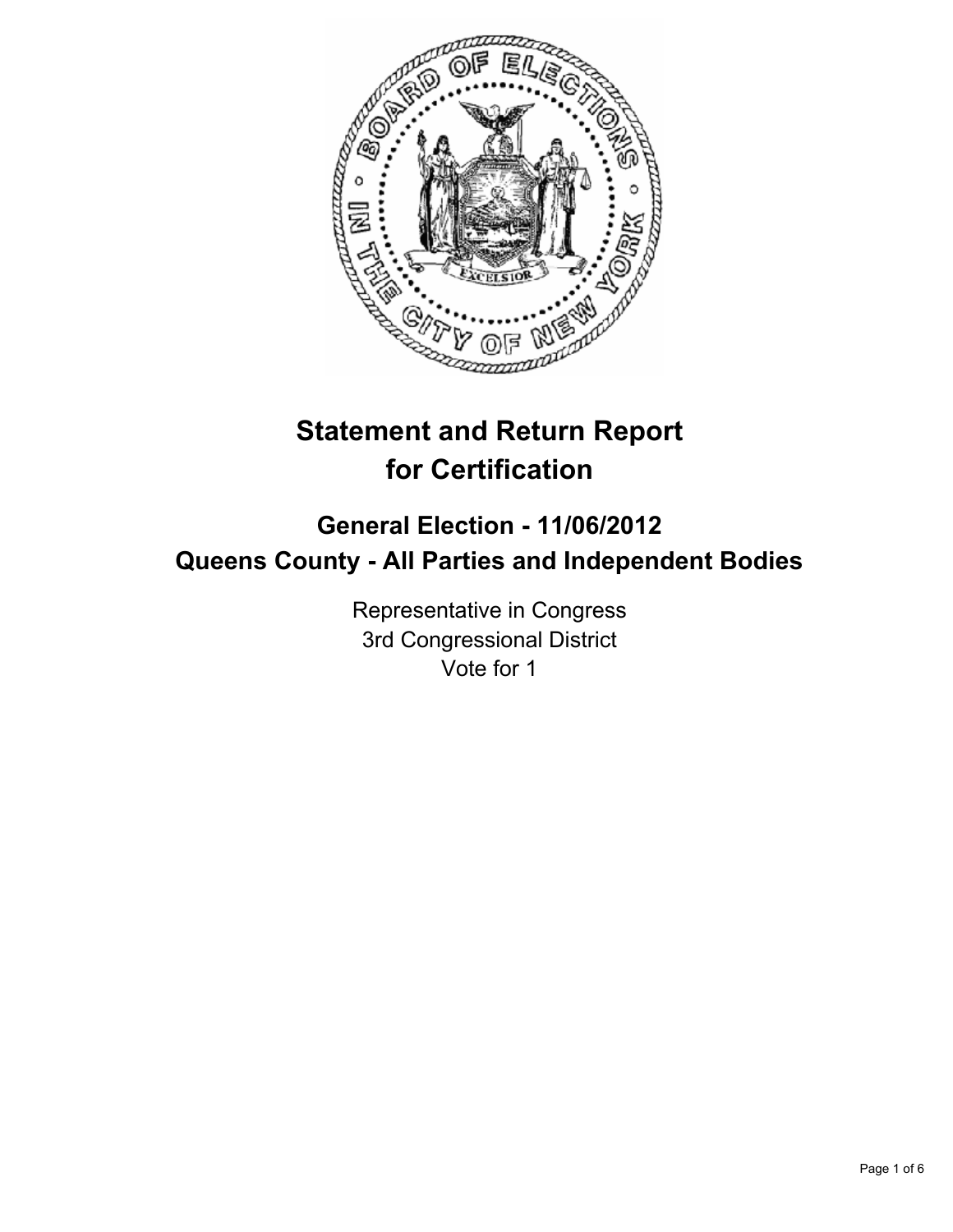# Statement and Return Report for Certification

## General Election - 11/06/2012
## Queens County - All Parties and Independent Bodies

Representative in Congress
3rd Congressional District
Vote for 1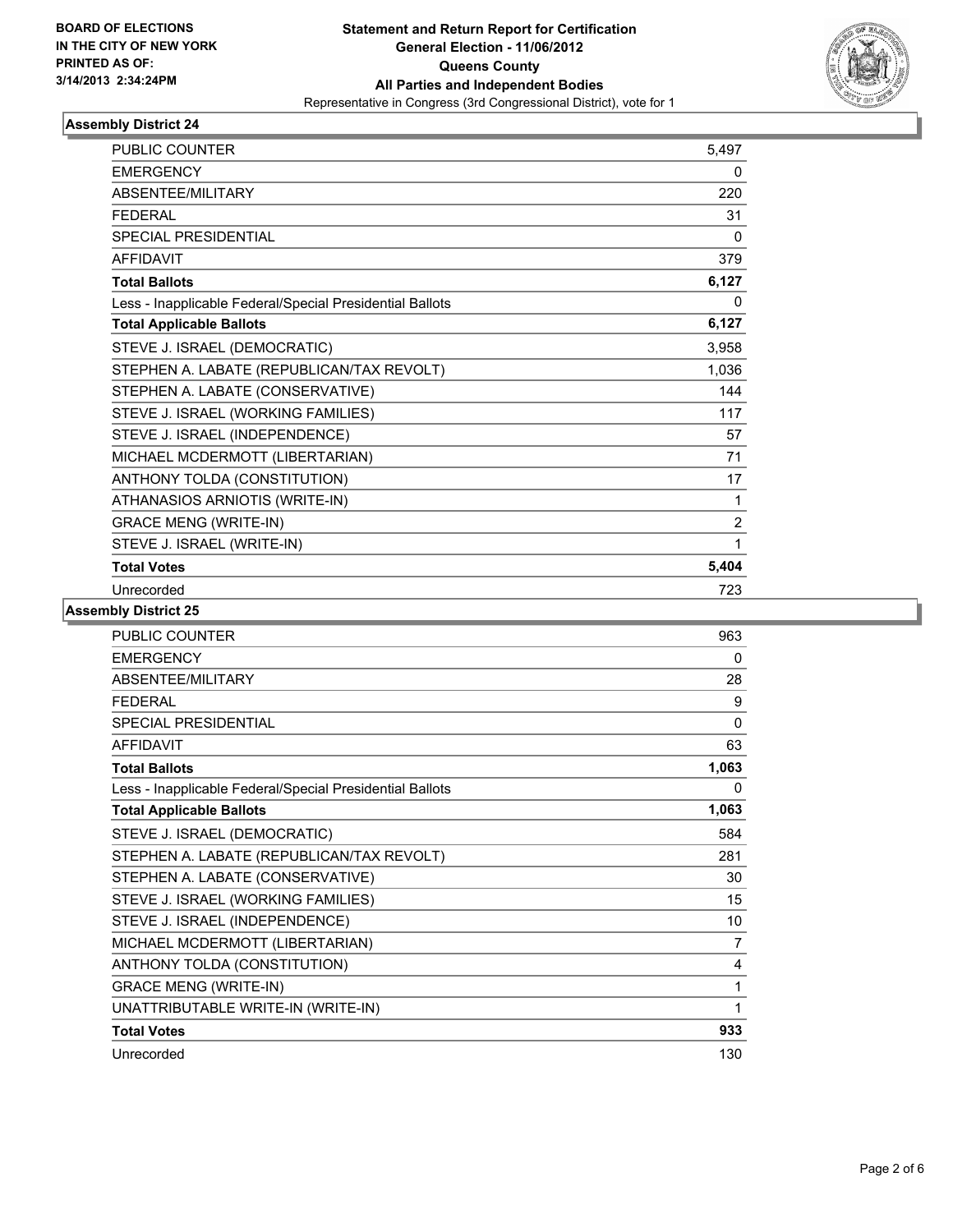BOARD OF ELECTIONS
IN THE CITY OF NEW YORK
PRINTED AS OF:
3/14/2013 2:34:24PM

**Statement and Return Report for Certification**
**General Election - 11/06/2012**
**Queens County**
**All Parties and Independent Bodies**
Representative in Congress (3rd Congressional District), vote for 1

### Assembly District 24

| | |
|---|---|
| PUBLIC COUNTER | 5,497 |
| EMERGENCY | 0 |
| ABSENTEE/MILITARY | 220 |
| FEDERAL | 31 |
| SPECIAL PRESIDENTIAL | 0 |
| AFFIDAVIT | 379 |
| **Total Ballots** | **6,127** |
| Less - Inapplicable Federal/Special Presidential Ballots | 0 |
| **Total Applicable Ballots** | **6,127** |
| STEVE J. ISRAEL (DEMOCRATIC) | 3,958 |
| STEPHEN A. LABATE (REPUBLICAN/TAX REVOLT) | 1,036 |
| STEPHEN A. LABATE (CONSERVATIVE) | 144 |
| STEVE J. ISRAEL (WORKING FAMILIES) | 117 |
| STEVE J. ISRAEL (INDEPENDENCE) | 57 |
| MICHAEL MCDERMOTT (LIBERTARIAN) | 71 |
| ANTHONY TOLDA (CONSTITUTION) | 17 |
| ATHANASIOS ARNIOTIS (WRITE-IN) | 1 |
| GRACE MENG (WRITE-IN) | 2 |
| STEVE J. ISRAEL (WRITE-IN) | 1 |
| **Total Votes** | **5,404** |
| Unrecorded | 723 |

### Assembly District 25

| | |
|---|---|
| PUBLIC COUNTER | 963 |
| EMERGENCY | 0 |
| ABSENTEE/MILITARY | 28 |
| FEDERAL | 9 |
| SPECIAL PRESIDENTIAL | 0 |
| AFFIDAVIT | 63 |
| **Total Ballots** | **1,063** |
| Less - Inapplicable Federal/Special Presidential Ballots | 0 |
| **Total Applicable Ballots** | **1,063** |
| STEVE J. ISRAEL (DEMOCRATIC) | 584 |
| STEPHEN A. LABATE (REPUBLICAN/TAX REVOLT) | 281 |
| STEPHEN A. LABATE (CONSERVATIVE) | 30 |
| STEVE J. ISRAEL (WORKING FAMILIES) | 15 |
| STEVE J. ISRAEL (INDEPENDENCE) | 10 |
| MICHAEL MCDERMOTT (LIBERTARIAN) | 7 |
| ANTHONY TOLDA (CONSTITUTION) | 4 |
| GRACE MENG (WRITE-IN) | 1 |
| UNATTRIBUTABLE WRITE-IN (WRITE-IN) | 1 |
| **Total Votes** | **933** |
| Unrecorded | 130 |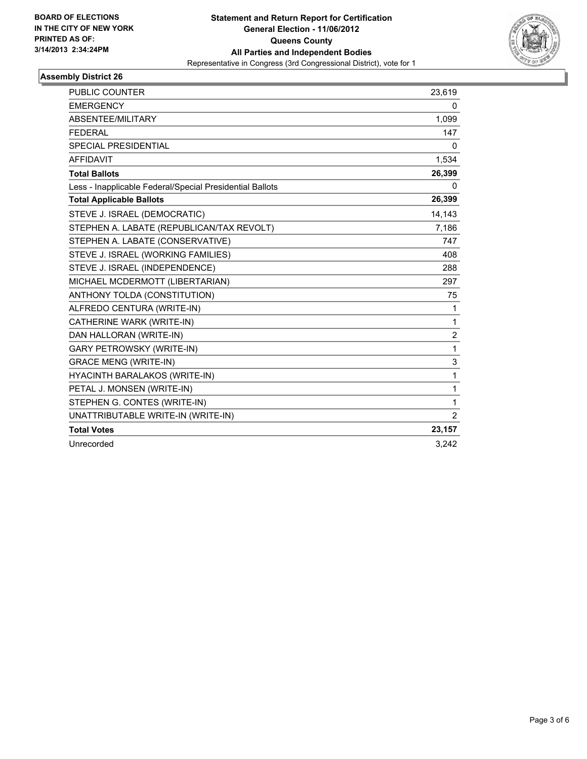**BOARD OF ELECTIONS IN THE CITY OF NEW YORK PRINTED AS OF: 3/14/2013 2:34:24PM**

**Statement and Return Report for Certification**
**General Election - 11/06/2012**
**Queens County**
**All Parties and Independent Bodies**
Representative in Congress (3rd Congressional District), vote for 1

## Assembly District 26

| | |
|---|---|
| PUBLIC COUNTER | 23,619 |
| EMERGENCY | 0 |
| ABSENTEE/MILITARY | 1,099 |
| FEDERAL | 147 |
| SPECIAL PRESIDENTIAL | 0 |
| AFFIDAVIT | 1,534 |
| **Total Ballots** | **26,399** |
| Less - Inapplicable Federal/Special Presidential Ballots | 0 |
| **Total Applicable Ballots** | **26,399** |
| STEVE J. ISRAEL (DEMOCRATIC) | 14,143 |
| STEPHEN A. LABATE (REPUBLICAN/TAX REVOLT) | 7,186 |
| STEPHEN A. LABATE (CONSERVATIVE) | 747 |
| STEVE J. ISRAEL (WORKING FAMILIES) | 408 |
| STEVE J. ISRAEL (INDEPENDENCE) | 288 |
| MICHAEL MCDERMOTT (LIBERTARIAN) | 297 |
| ANTHONY TOLDA (CONSTITUTION) | 75 |
| ALFREDO CENTURA (WRITE-IN) | 1 |
| CATHERINE WARK (WRITE-IN) | 1 |
| DAN HALLORAN (WRITE-IN) | 2 |
| GARY PETROWSKY (WRITE-IN) | 1 |
| GRACE MENG (WRITE-IN) | 3 |
| HYACINTH BARALAKOS (WRITE-IN) | 1 |
| PETAL J. MONSEN (WRITE-IN) | 1 |
| STEPHEN G. CONTES (WRITE-IN) | 1 |
| UNATTRIBUTABLE WRITE-IN (WRITE-IN) | 2 |
| **Total Votes** | **23,157** |
| Unrecorded | 3,242 |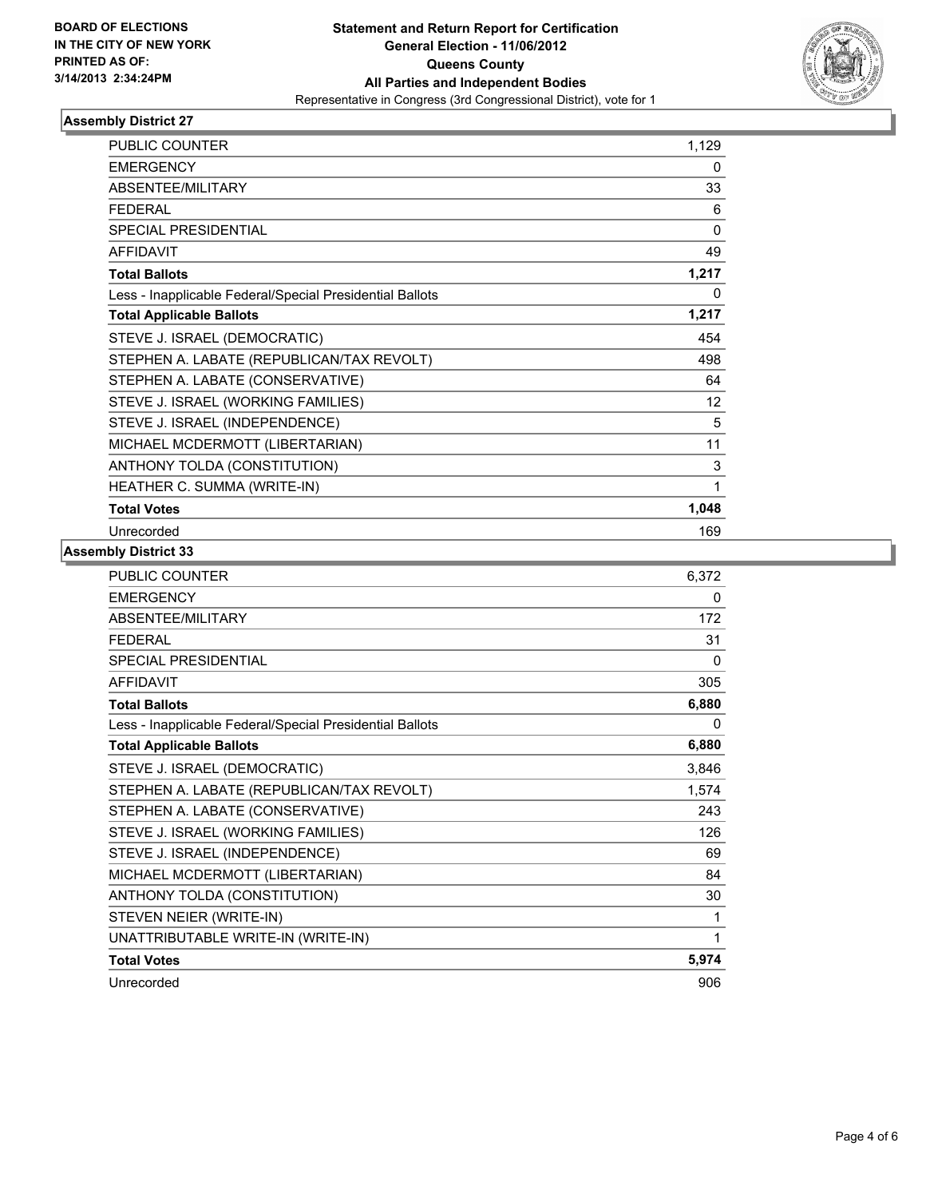**BOARD OF ELECTIONS IN THE CITY OF NEW YORK PRINTED AS OF: 3/14/2013 2:34:24PM**

**Statement and Return Report for Certification**
**General Election - 11/06/2012**
**Queens County**
**All Parties and Independent Bodies**
Representative in Congress (3rd Congressional District), vote for 1

### Assembly District 27

| | |
|---|---|
| PUBLIC COUNTER | 1,129 |
| EMERGENCY | 0 |
| ABSENTEE/MILITARY | 33 |
| FEDERAL | 6 |
| SPECIAL PRESIDENTIAL | 0 |
| AFFIDAVIT | 49 |
| **Total Ballots** | **1,217** |
| Less - Inapplicable Federal/Special Presidential Ballots | 0 |
| **Total Applicable Ballots** | **1,217** |
| STEVE J. ISRAEL (DEMOCRATIC) | 454 |
| STEPHEN A. LABATE (REPUBLICAN/TAX REVOLT) | 498 |
| STEPHEN A. LABATE (CONSERVATIVE) | 64 |
| STEVE J. ISRAEL (WORKING FAMILIES) | 12 |
| STEVE J. ISRAEL (INDEPENDENCE) | 5 |
| MICHAEL MCDERMOTT (LIBERTARIAN) | 11 |
| ANTHONY TOLDA (CONSTITUTION) | 3 |
| HEATHER C. SUMMA (WRITE-IN) | 1 |
| **Total Votes** | **1,048** |
| Unrecorded | 169 |

### Assembly District 33

| | |
|---|---|
| PUBLIC COUNTER | 6,372 |
| EMERGENCY | 0 |
| ABSENTEE/MILITARY | 172 |
| FEDERAL | 31 |
| SPECIAL PRESIDENTIAL | 0 |
| AFFIDAVIT | 305 |
| **Total Ballots** | **6,880** |
| Less - Inapplicable Federal/Special Presidential Ballots | 0 |
| **Total Applicable Ballots** | **6,880** |
| STEVE J. ISRAEL (DEMOCRATIC) | 3,846 |
| STEPHEN A. LABATE (REPUBLICAN/TAX REVOLT) | 1,574 |
| STEPHEN A. LABATE (CONSERVATIVE) | 243 |
| STEVE J. ISRAEL (WORKING FAMILIES) | 126 |
| STEVE J. ISRAEL (INDEPENDENCE) | 69 |
| MICHAEL MCDERMOTT (LIBERTARIAN) | 84 |
| ANTHONY TOLDA (CONSTITUTION) | 30 |
| STEVEN NEIER (WRITE-IN) | 1 |
| UNATTRIBUTABLE WRITE-IN (WRITE-IN) | 1 |
| **Total Votes** | **5,974** |
| Unrecorded | 906 |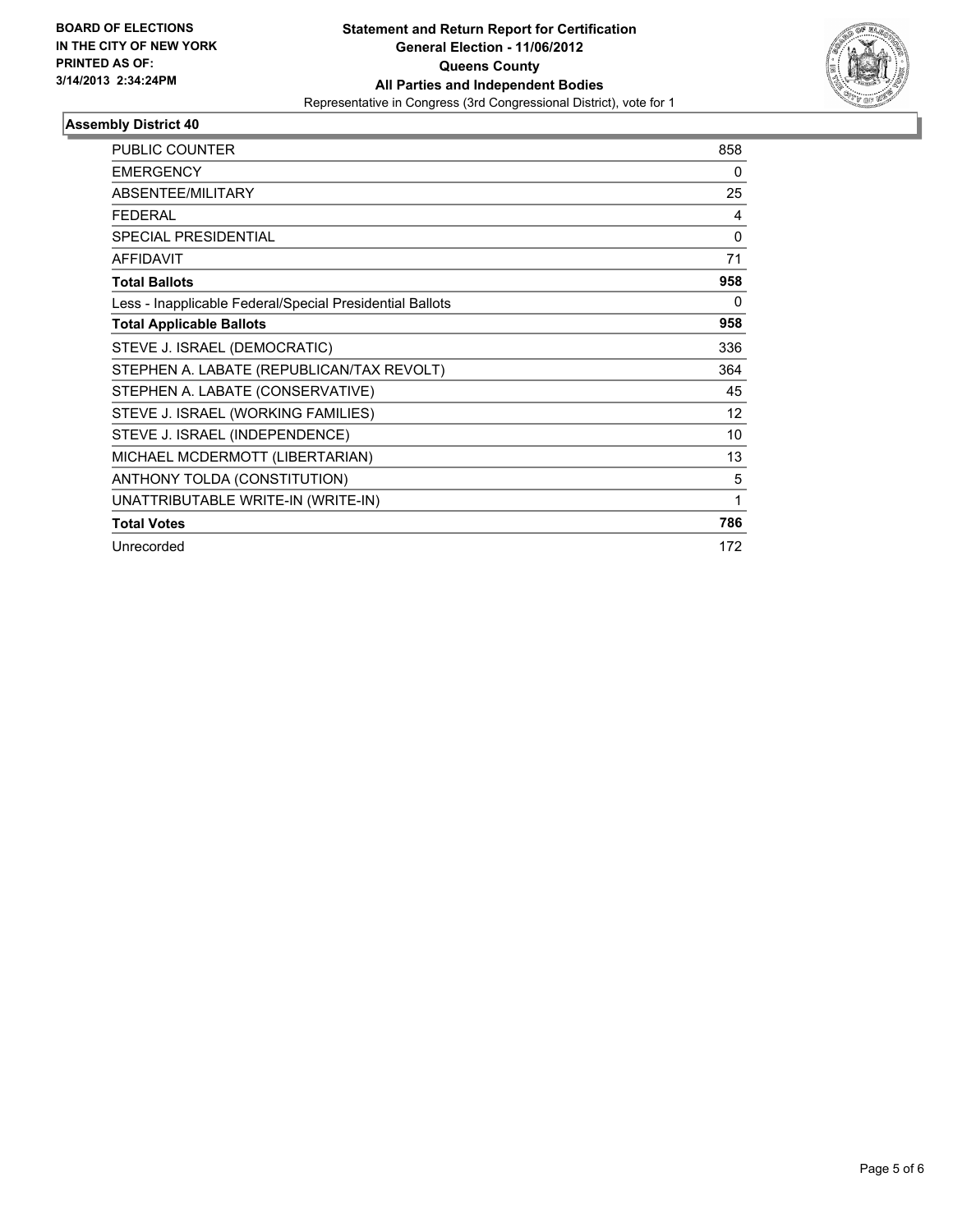**BOARD OF ELECTIONS IN THE CITY OF NEW YORK PRINTED AS OF: 3/14/2013 2:34:24PM**

**Statement and Return Report for Certification**
**General Election - 11/06/2012**
**Queens County**
**All Parties and Independent Bodies**
Representative in Congress (3rd Congressional District), vote for 1

### Assembly District 40

| | |
|---|---|
| PUBLIC COUNTER | 858 |
| EMERGENCY | 0 |
| ABSENTEE/MILITARY | 25 |
| FEDERAL | 4 |
| SPECIAL PRESIDENTIAL | 0 |
| AFFIDAVIT | 71 |
| **Total Ballots** | **958** |
| Less - Inapplicable Federal/Special Presidential Ballots | 0 |
| **Total Applicable Ballots** | **958** |
| STEVE J. ISRAEL (DEMOCRATIC) | 336 |
| STEPHEN A. LABATE (REPUBLICAN/TAX REVOLT) | 364 |
| STEPHEN A. LABATE (CONSERVATIVE) | 45 |
| STEVE J. ISRAEL (WORKING FAMILIES) | 12 |
| STEVE J. ISRAEL (INDEPENDENCE) | 10 |
| MICHAEL MCDERMOTT (LIBERTARIAN) | 13 |
| ANTHONY TOLDA (CONSTITUTION) | 5 |
| UNATTRIBUTABLE WRITE-IN (WRITE-IN) | 1 |
| **Total Votes** | **786** |
| Unrecorded | 172 |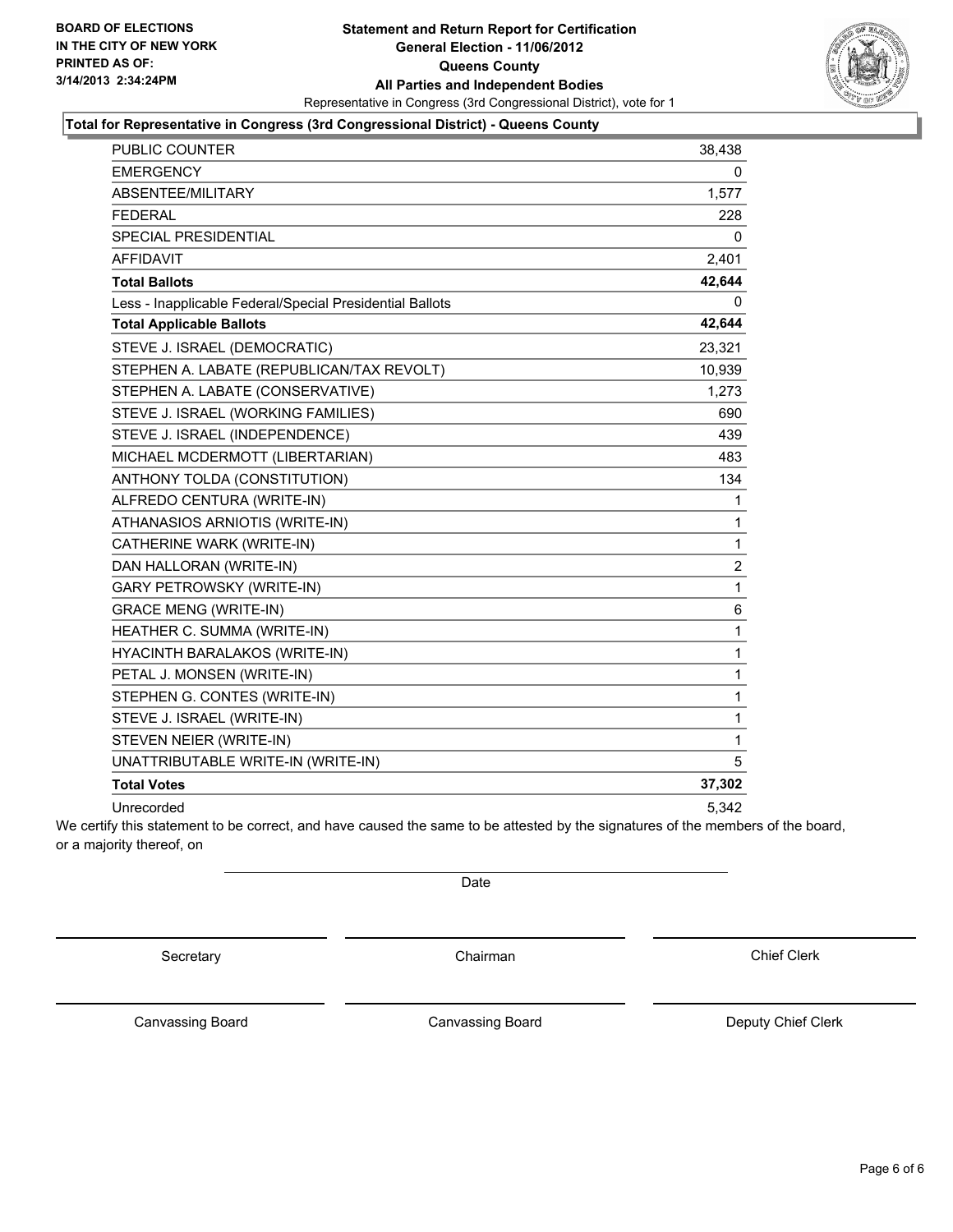**BOARD OF ELECTIONS IN THE CITY OF NEW YORK PRINTED AS OF: 3/14/2013 2:34:24PM**

# Statement and Return Report for Certification
## General Election - 11/06/2012
## Queens County
## All Parties and Independent Bodies

Representative in Congress (3rd Congressional District), vote for 1

### Total for Representative in Congress (3rd Congressional District) - Queens County

| | |
|---|---|
| PUBLIC COUNTER | 38,438 |
| EMERGENCY | 0 |
| ABSENTEE/MILITARY | 1,577 |
| FEDERAL | 228 |
| SPECIAL PRESIDENTIAL | 0 |
| AFFIDAVIT | 2,401 |
| **Total Ballots** | **42,644** |
| Less - Inapplicable Federal/Special Presidential Ballots | 0 |
| **Total Applicable Ballots** | **42,644** |
| STEVE J. ISRAEL (DEMOCRATIC) | 23,321 |
| STEPHEN A. LABATE (REPUBLICAN/TAX REVOLT) | 10,939 |
| STEPHEN A. LABATE (CONSERVATIVE) | 1,273 |
| STEVE J. ISRAEL (WORKING FAMILIES) | 690 |
| STEVE J. ISRAEL (INDEPENDENCE) | 439 |
| MICHAEL MCDERMOTT (LIBERTARIAN) | 483 |
| ANTHONY TOLDA (CONSTITUTION) | 134 |
| ALFREDO CENTURA (WRITE-IN) | 1 |
| ATHANASIOS ARNIOTIS (WRITE-IN) | 1 |
| CATHERINE WARK (WRITE-IN) | 1 |
| DAN HALLORAN (WRITE-IN) | 2 |
| GARY PETROWSKY (WRITE-IN) | 1 |
| GRACE MENG (WRITE-IN) | 6 |
| HEATHER C. SUMMA (WRITE-IN) | 1 |
| HYACINTH BARALAKOS (WRITE-IN) | 1 |
| PETAL J. MONSEN (WRITE-IN) | 1 |
| STEPHEN G. CONTES (WRITE-IN) | 1 |
| STEVE J. ISRAEL (WRITE-IN) | 1 |
| STEVEN NEIER (WRITE-IN) | 1 |
| UNATTRIBUTABLE WRITE-IN (WRITE-IN) | 5 |
| **Total Votes** | **37,302** |
| Unrecorded | 5,342 |

We certify this statement to be correct, and have caused the same to be attested by the signatures of the members of the board, or a majority thereof, on

Date

Secretary | Chairman | Chief Clerk

Canvassing Board | Canvassing Board | Deputy Chief Clerk